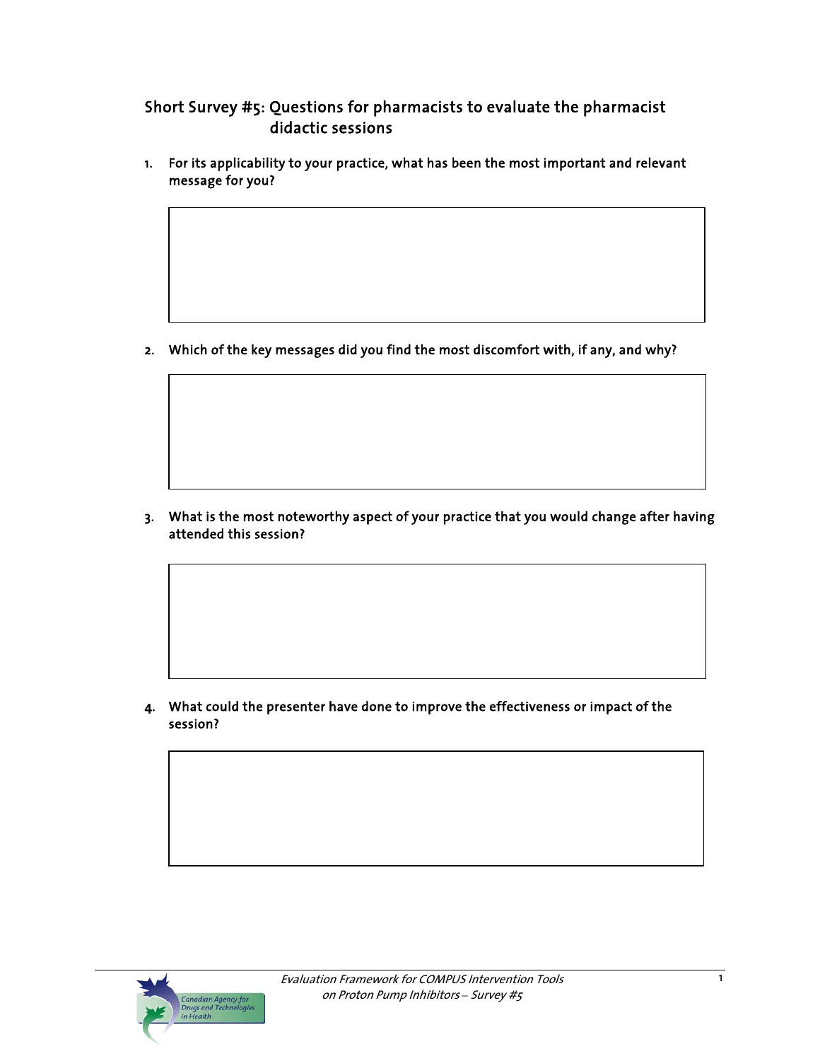## Short Survey #5: Questions for pharmacists to evaluate the pharmacist didactic sessions

1. For its applicability to your practice, what has been the most important and relevant message for you?

2. Which of the key messages did you find the most discomfort with, if any, and why?

3. What is the most noteworthy aspect of your practice that you would change after having attended this session?

4. What could the presenter have done to improve the effectiveness or impact of the session?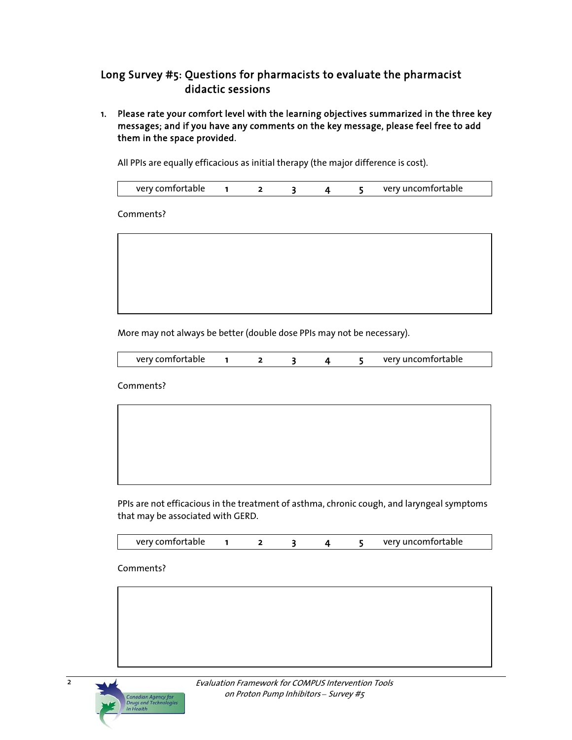## Long Survey #5: Questions for pharmacists to evaluate the pharmacist didactic sessions

1. **Please rate your comfort level with the learning objectives summarized in the three key messages; and if you have any comments on the key message, please feel free to add them in the space provided.**

   All PPIs are equally efficacious as initial therapy (the major difference is cost).

   | very comfortable | 1 | 2 | 3 | 4 | 5 | very uncomfortable |
   |---|---|---|---|---|---|---|

   Comments?

   More may not always be better (double dose PPIs may not be necessary).

   | very comfortable | 1 | 2 | 3 | 4 | 5 | very uncomfortable |
   |---|---|---|---|---|---|---|

   Comments?

   PPIs are not efficacious in the treatment of asthma, chronic cough, and laryngeal symptoms that may be associated with GERD.

   | very comfortable | 1 | 2 | 3 | 4 | 5 | very uncomfortable |
   |---|---|---|---|---|---|---|

   Comments?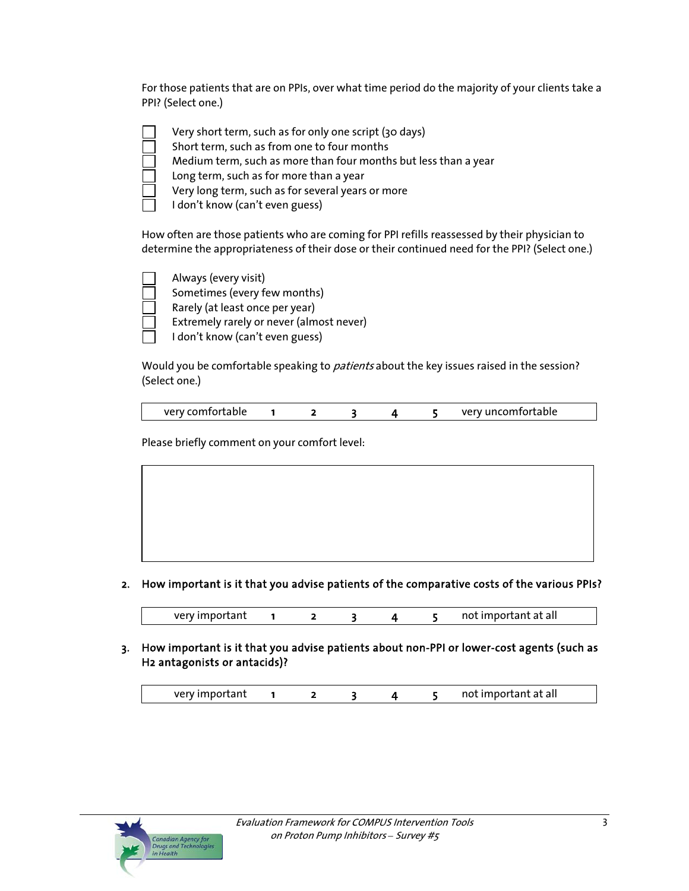For those patients that are on PPIs, over what time period do the majority of your clients take a PPI? (Select one.)

- ☐ Very short term, such as for only one script (30 days)
- ☐ Short term, such as from one to four months
- ☐ Medium term, such as more than four months but less than a year
- ☐ Long term, such as for more than a year
- ☐ Very long term, such as for several years or more
- ☐ I don't know (can't even guess)

How often are those patients who are coming for PPI refills reassessed by their physician to determine the appropriateness of their dose or their continued need for the PPI? (Select one.)

- ☐ Always (every visit)
- ☐ Sometimes (every few months)
- ☐ Rarely (at least once per year)
- ☐ Extremely rarely or never (almost never)
- ☐ I don't know (can't even guess)

Would you be comfortable speaking to *patients* about the key issues raised in the session? (Select one.)

| very comfortable | 1 | 2 | 3 | 4 | 5 | very uncomfortable |
|---|---|---|---|---|---|---|

Please briefly comment on your comfort level:

| |
|---|
| |

**2. How important is it that you advise patients of the comparative costs of the various PPIs?**

| very important | 1 | 2 | 3 | 4 | 5 | not important at all |
|---|---|---|---|---|---|---|

**3. How important is it that you advise patients about non-PPI or lower-cost agents (such as H2 antagonists or antacids)?**

| very important | 1 | 2 | 3 | 4 | 5 | not important at all |
|---|---|---|---|---|---|---|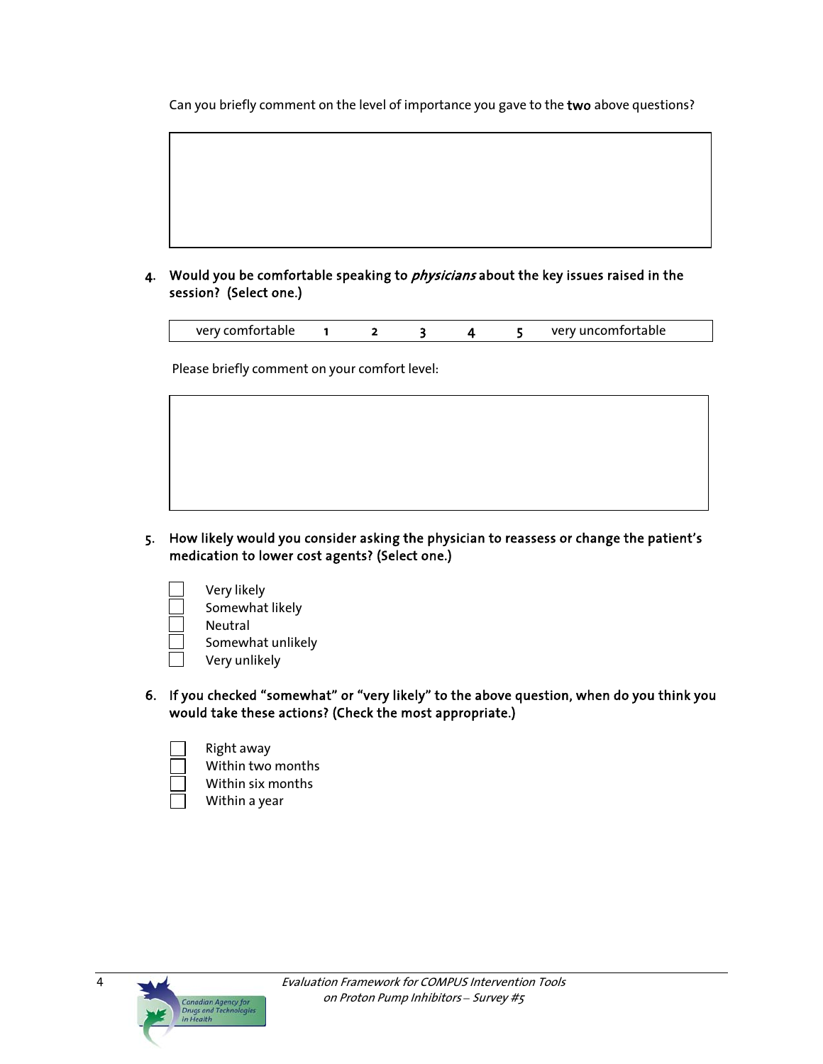Can you briefly comment on the level of importance you gave to the **two** above questions?

| |
|---|
| |

**4. Would you be comfortable speaking to *physicians* about the key issues raised in the session? (Select one.)**

| very comfortable | 1 | 2 | 3 | 4 | 5 | very uncomfortable |
|---|---|---|---|---|---|---|

Please briefly comment on your comfort level:

| |
|---|
| |

**5. How likely would you consider asking the physician to reassess or change the patient's medication to lower cost agents? (Select one.)**

- ☐ Very likely
- ☐ Somewhat likely
- ☐ Neutral
- ☐ Somewhat unlikely
- ☐ Very unlikely

**6. If you checked "somewhat" or "very likely" to the above question, when do you think you would take these actions? (Check the most appropriate.)**

- ☐ Right away
- ☐ Within two months
- ☐ Within six months
- ☐ Within a year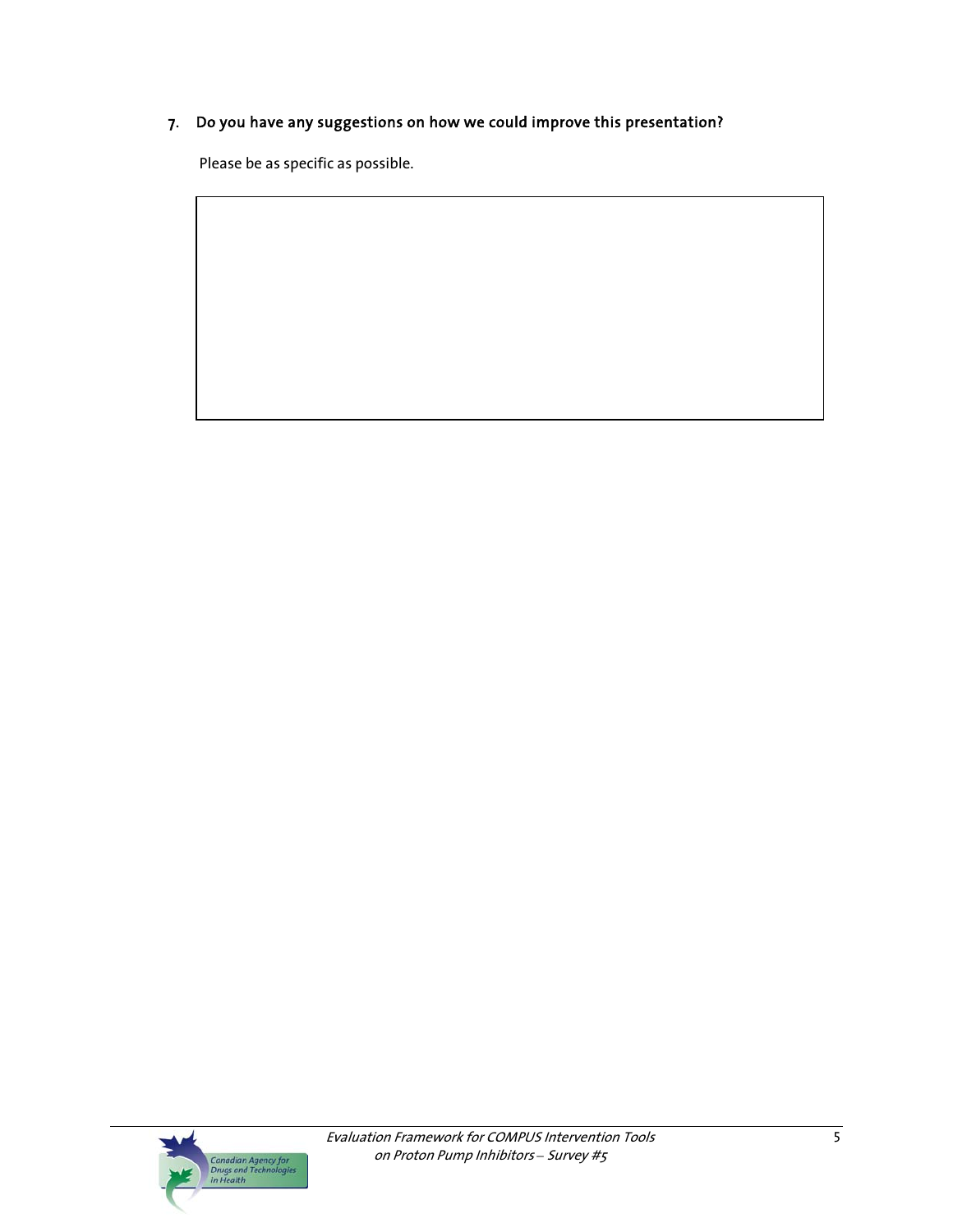7. **Do you have any suggestions on how we could improve this presentation?**

   Please be as specific as possible.